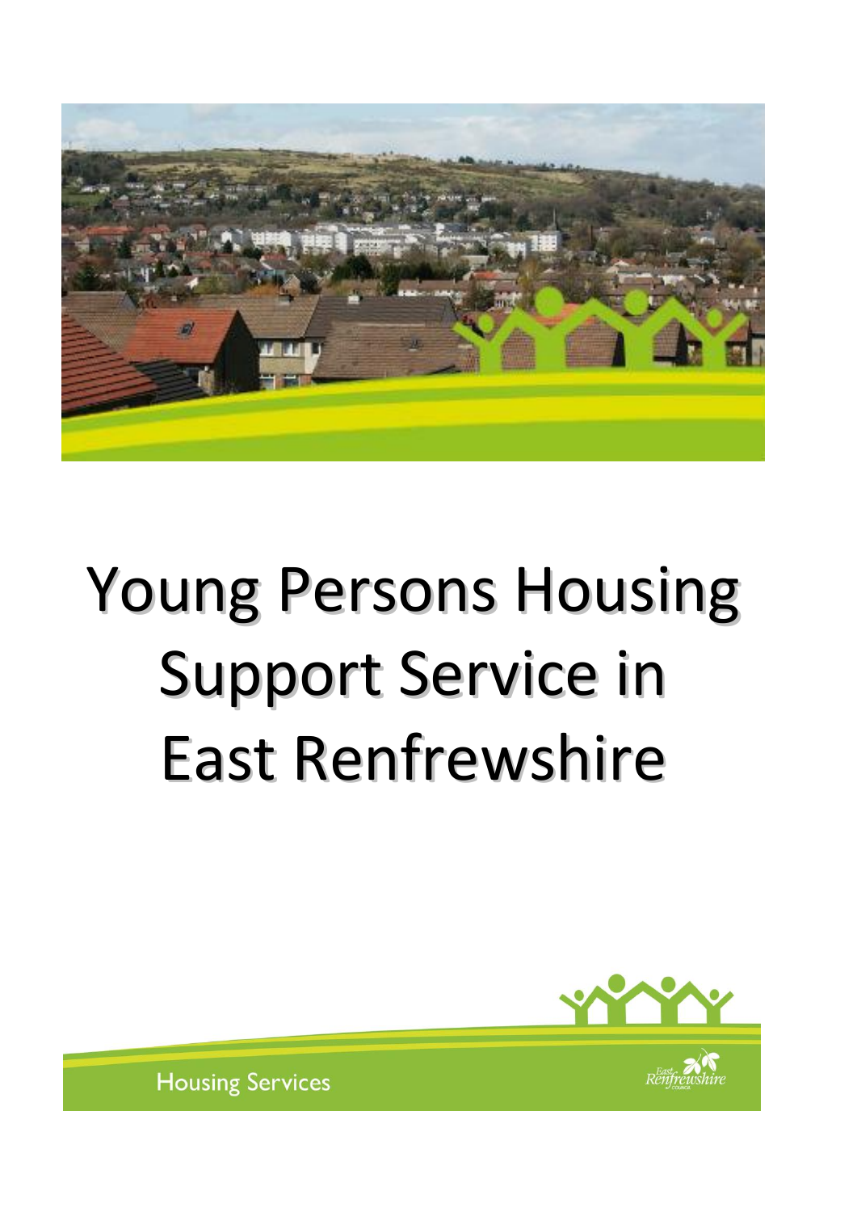# Young Persons Housing Support Service in East Renfrewshire

Housing Services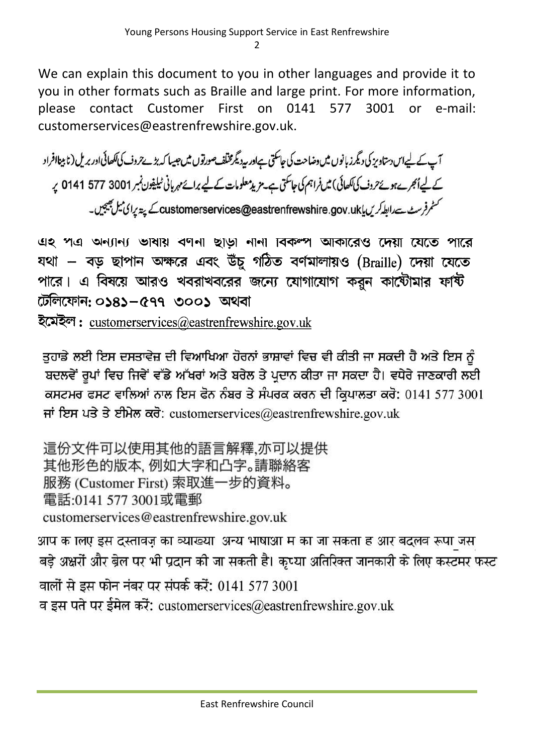We can explain this document to you in other languages and provide it to you in other formats such as Braille and large print. For more information, please contact Customer First on 0141 577 3001 or e-mail: customerservices@eastrenfrewshire.gov.uk.

آپ کے لیے اس دستاویز کی دیگر زبانوں میں وضاحت کی جاسکتی ہے اور یہ دیگر مختلف صورتوں میں جیسا کہ بڑے حروف کی لکھائی اور بریل (نابینا افراد کے لیے اُبھرے ہوئے حروف کی لکھائی) میں فراہم کی جاسکتی ہے۔ مزید معلومات کے لیے برائے مہربانی ٹیلیفون نمبر 0141 577 3001 پر کسٹمر فرسٹ سے رابطہ کریں یا customerservices@eastrenfrewshire.gov.uk کے پتہ پر ای میل بھیجیں۔

এই পত্র অন্যান্য ভাষায় বর্ণনা ছাড়া নানা বিকল্প আকারেও দেয়া যেতে পারে যথা – বড় ছাপান অক্ষরে এবং উঁচু গঠিত বর্ণমালায়ও (Braille) দেয়া যেতে পারে। এ বিষয়ে আরও খবরাখবরের জন্যে যোগাযোগ করুন কাস্টোমার ফার্ষ্ট টেলিফোন: ০১৪১–৫৭৭ ৩০০১ অথবা
ইমেইল : customerservices@eastrenfrewshire.gov.uk

ਤੁਹਾਡੇ ਲਈ ਇਸ ਦਸਤਾਵੇਜ਼ ਦੀ ਵਿਆਖਿਆ ਹੋਰਨਾਂ ਭਾਸ਼ਾਵਾਂ ਵਿਚ ਵੀ ਕੀਤੀ ਜਾ ਸਕਦੀ ਹੈ ਅਤੇ ਇਸ ਨੂੰ ਬਦਲਵੇਂ ਰੂਪਾਂ ਵਿਚ ਜਿਵੇਂ ਵੱਡੇ ਅੱਖਰਾਂ ਅਤੇ ਬਰੇਲ ਤੇ ਪ੍ਰਦਾਨ ਕੀਤਾ ਜਾ ਸਕਦਾ ਹੈ। ਵਧੇਰੇ ਜਾਣਕਾਰੀ ਲਈ ਕਸਟਮਰ ਫਸਟ ਵਾਲਿਆਂ ਨਾਲ ਇਸ ਫੋਨ ਨੰਬਰ ਤੇ ਸੰਪਰਕ ਕਰਨ ਦੀ ਕ੍ਰਿਪਾਲਤਾ ਕਰੋ: 0141 577 3001 ਜਾਂ ਇਸ ਪਤੇ ਤੇ ਈਮੇਲ ਕਰੋ: customerservices@eastrenfrewshire.gov.uk

這份文件可以使用其他的語言解釋,亦可以提供其他形色的版本, 例如大字和凸字。請聯絡客服務 (Customer First) 索取進一步的資料。
電話:0141 577 3001或電郵
customerservices@eastrenfrewshire.gov.uk

आप के लिए इस दस्तावेज़ का व्याख्या अन्य भाषाओं में की जा सकती है और बदलवें रूपों जैसे बड़े अक्षरों और ब्रेल पर भी प्रदान की जा सकती है। कृप्या अतिरिक्त जानकारी के लिए कस्टमर फस्ट वालों से इस फोन नंबर पर संपर्क करें: 0141 577 3001
व इस पते पर ईमेल करें: customerservices@eastrenfrewshire.gov.uk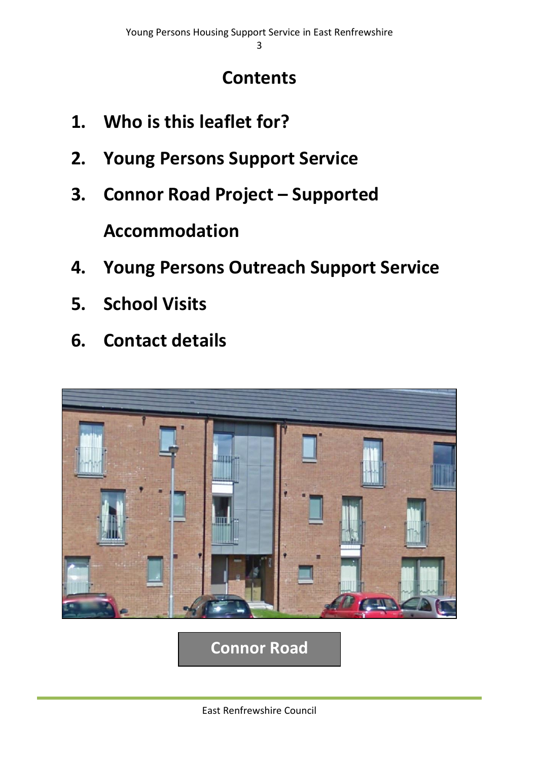## Contents

1. **Who is this leaflet for?**
2. **Young Persons Support Service**
3. **Connor Road Project – Supported Accommodation**
4. **Young Persons Outreach Support Service**
5. **School Visits**
6. **Contact details**

**Connor Road**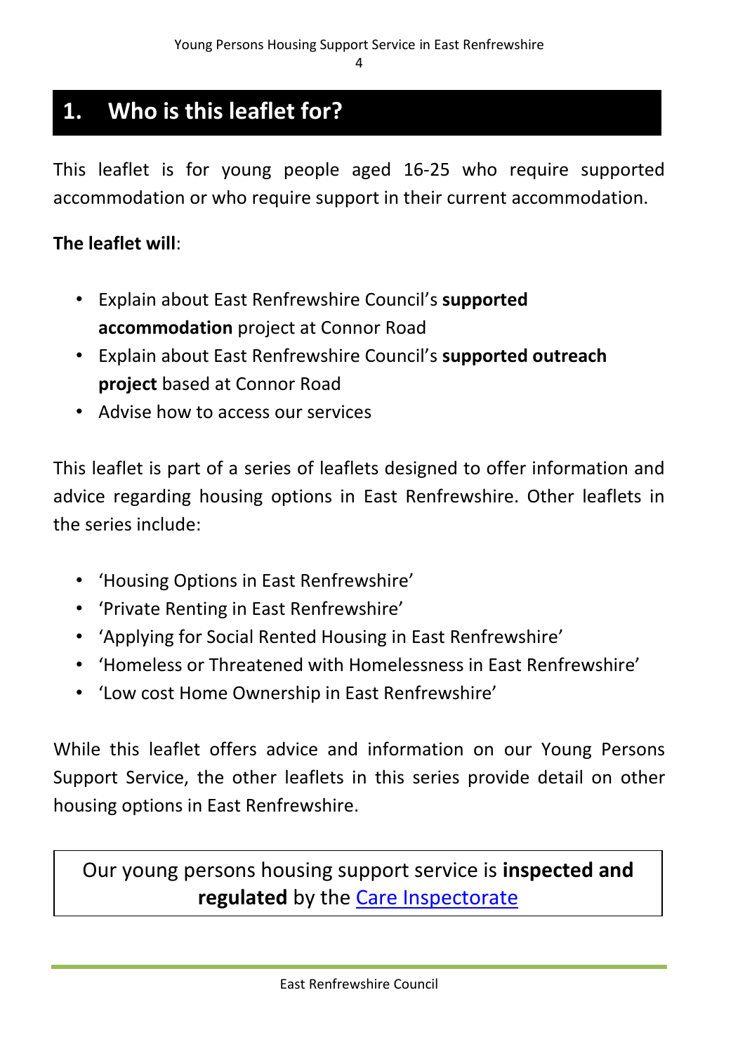## 1. Who is this leaflet for?

This leaflet is for young people aged 16-25 who require supported accommodation or who require support in their current accommodation.

**The leaflet will**:

- Explain about East Renfrewshire Council's **supported accommodation** project at Connor Road
- Explain about East Renfrewshire Council's **supported outreach project** based at Connor Road
- Advise how to access our services

This leaflet is part of a series of leaflets designed to offer information and advice regarding housing options in East Renfrewshire. Other leaflets in the series include:

- 'Housing Options in East Renfrewshire'
- 'Private Renting in East Renfrewshire'
- 'Applying for Social Rented Housing in East Renfrewshire'
- 'Homeless or Threatened with Homelessness in East Renfrewshire'
- 'Low cost Home Ownership in East Renfrewshire'

While this leaflet offers advice and information on our Young Persons Support Service, the other leaflets in this series provide detail on other housing options in East Renfrewshire.

Our young persons housing support service is **inspected and regulated** by the Care Inspectorate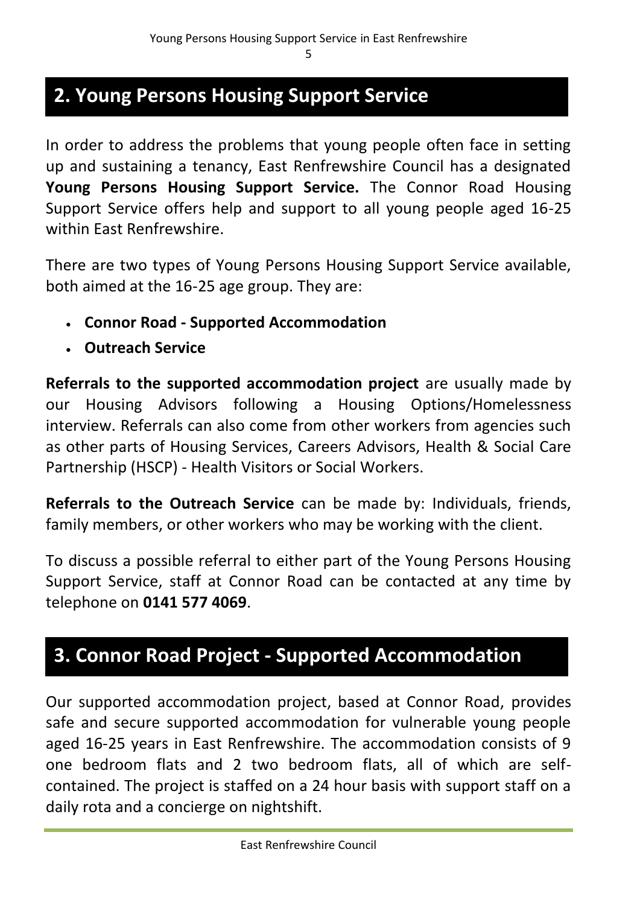## 2. Young Persons Housing Support Service

In order to address the problems that young people often face in setting up and sustaining a tenancy, East Renfrewshire Council has a designated **Young Persons Housing Support Service.** The Connor Road Housing Support Service offers help and support to all young people aged 16-25 within East Renfrewshire.

There are two types of Young Persons Housing Support Service available, both aimed at the 16-25 age group. They are:

- **Connor Road - Supported Accommodation**
- **Outreach Service**

**Referrals to the supported accommodation project** are usually made by our Housing Advisors following a Housing Options/Homelessness interview. Referrals can also come from other workers from agencies such as other parts of Housing Services, Careers Advisors, Health & Social Care Partnership (HSCP) - Health Visitors or Social Workers.

**Referrals to the Outreach Service** can be made by: Individuals, friends, family members, or other workers who may be working with the client.

To discuss a possible referral to either part of the Young Persons Housing Support Service, staff at Connor Road can be contacted at any time by telephone on **0141 577 4069**.

## 3. Connor Road Project - Supported Accommodation

Our supported accommodation project, based at Connor Road, provides safe and secure supported accommodation for vulnerable young people aged 16-25 years in East Renfrewshire. The accommodation consists of 9 one bedroom flats and 2 two bedroom flats, all of which are self-contained. The project is staffed on a 24 hour basis with support staff on a daily rota and a concierge on nightshift.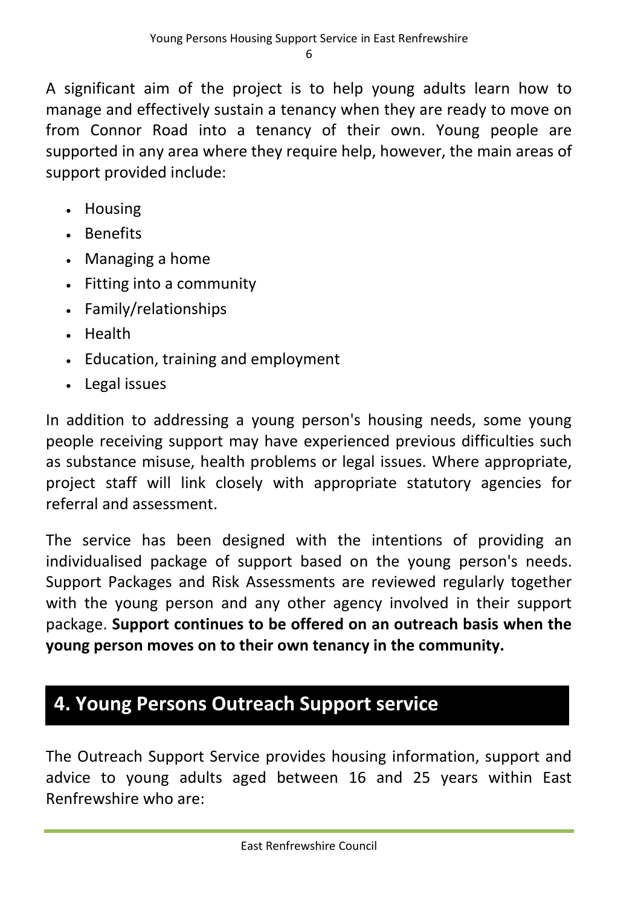A significant aim of the project is to help young adults learn how to manage and effectively sustain a tenancy when they are ready to move on from Connor Road into a tenancy of their own. Young people are supported in any area where they require help, however, the main areas of support provided include:

- Housing
- Benefits
- Managing a home
- Fitting into a community
- Family/relationships
- Health
- Education, training and employment
- Legal issues

In addition to addressing a young person's housing needs, some young people receiving support may have experienced previous difficulties such as substance misuse, health problems or legal issues. Where appropriate, project staff will link closely with appropriate statutory agencies for referral and assessment.

The service has been designed with the intentions of providing an individualised package of support based on the young person's needs. Support Packages and Risk Assessments are reviewed regularly together with the young person and any other agency involved in their support package. **Support continues to be offered on an outreach basis when the young person moves on to their own tenancy in the community.**

## 4. Young Persons Outreach Support service

The Outreach Support Service provides housing information, support and advice to young adults aged between 16 and 25 years within East Renfrewshire who are: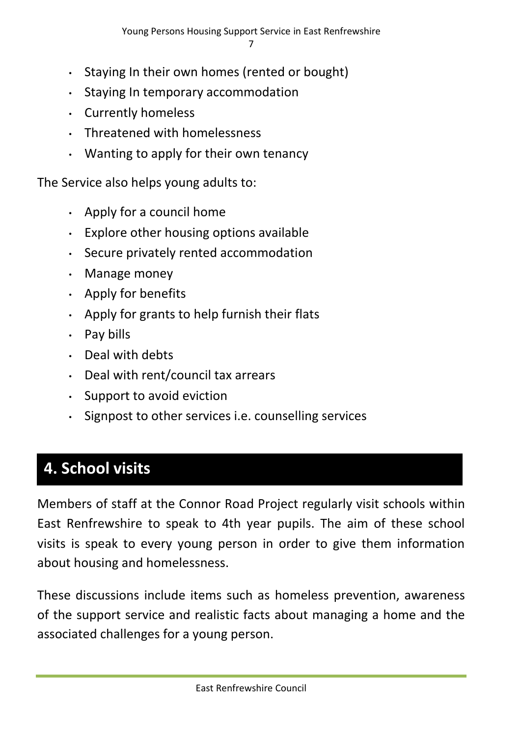- Staying In their own homes (rented or bought)
- Staying In temporary accommodation
- Currently homeless
- Threatened with homelessness
- Wanting to apply for their own tenancy

The Service also helps young adults to:

- Apply for a council home
- Explore other housing options available
- Secure privately rented accommodation
- Manage money
- Apply for benefits
- Apply for grants to help furnish their flats
- Pay bills
- Deal with debts
- Deal with rent/council tax arrears
- Support to avoid eviction
- Signpost to other services i.e. counselling services

## 4. School visits

Members of staff at the Connor Road Project regularly visit schools within East Renfrewshire to speak to 4th year pupils. The aim of these school visits is speak to every young person in order to give them information about housing and homelessness.

These discussions include items such as homeless prevention, awareness of the support service and realistic facts about managing a home and the associated challenges for a young person.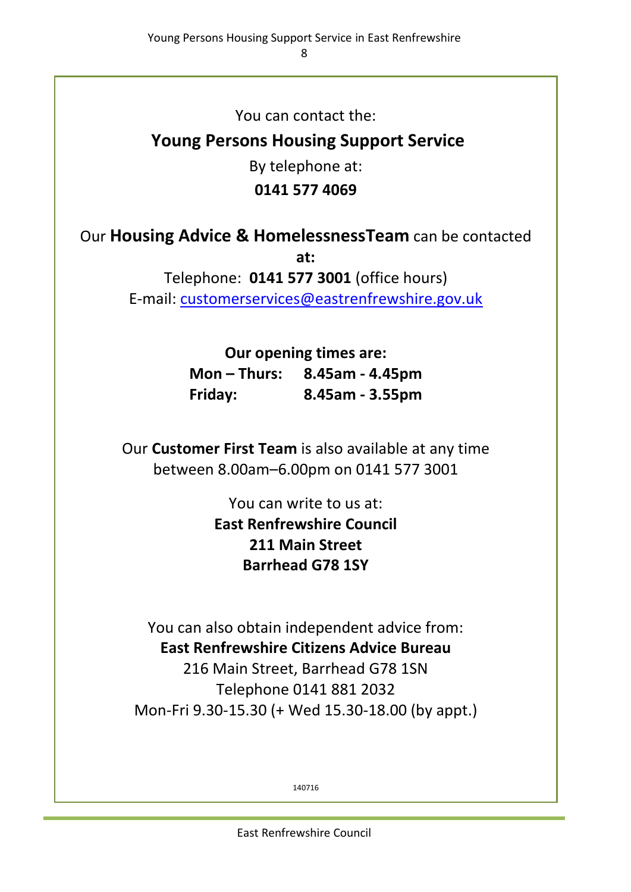You can contact the:

**Young Persons Housing Support Service**

By telephone at:

**0141 577 4069**

Our **Housing Advice & HomelessnessTeam** can be contacted **at:**

Telephone: **0141 577 3001** (office hours)

E-mail: customerservices@eastrenfrewshire.gov.uk

**Our opening times are:**

| | |
|---|---|
| **Mon – Thurs:** | **8.45am - 4.45pm** |
| **Friday:** | **8.45am - 3.55pm** |

Our **Customer First Team** is also available at any time between 8.00am–6.00pm on 0141 577 3001

You can write to us at:

**East Renfrewshire Council**
**211 Main Street**
**Barrhead G78 1SY**

You can also obtain independent advice from:

**East Renfrewshire Citizens Advice Bureau**

216 Main Street, Barrhead G78 1SN

Telephone 0141 881 2032

Mon-Fri 9.30-15.30 (+ Wed 15.30-18.00 (by appt.)

140716